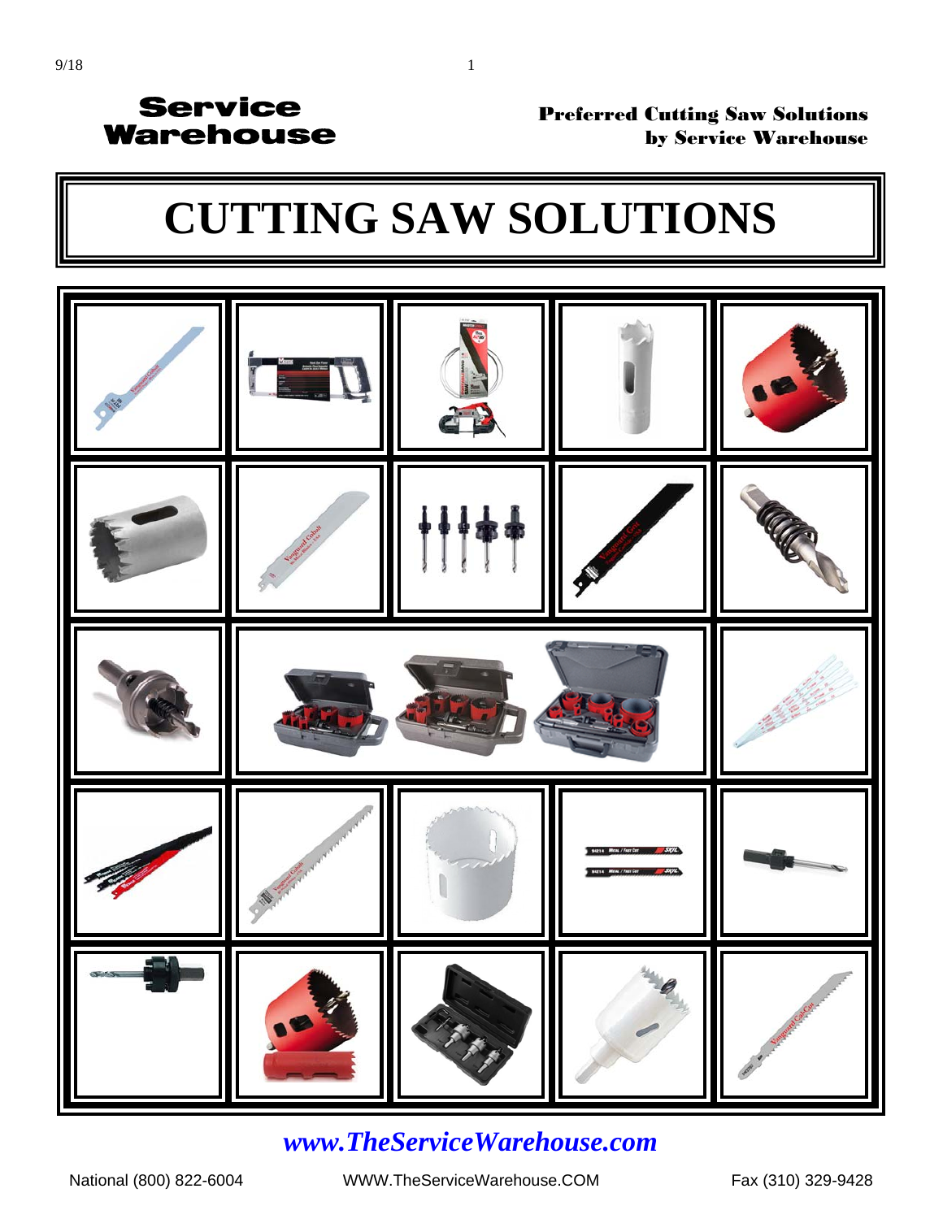**Service Warehouse**

**Preferred Cutting Saw Solutions by Service Warehouse**

# CUTTING SAW SOLUTIONS

*www.TheServiceWarehouse.com*

National (800) 822-6004 WWW.TheServiceWarehouse.COM Fax (310) 329-9428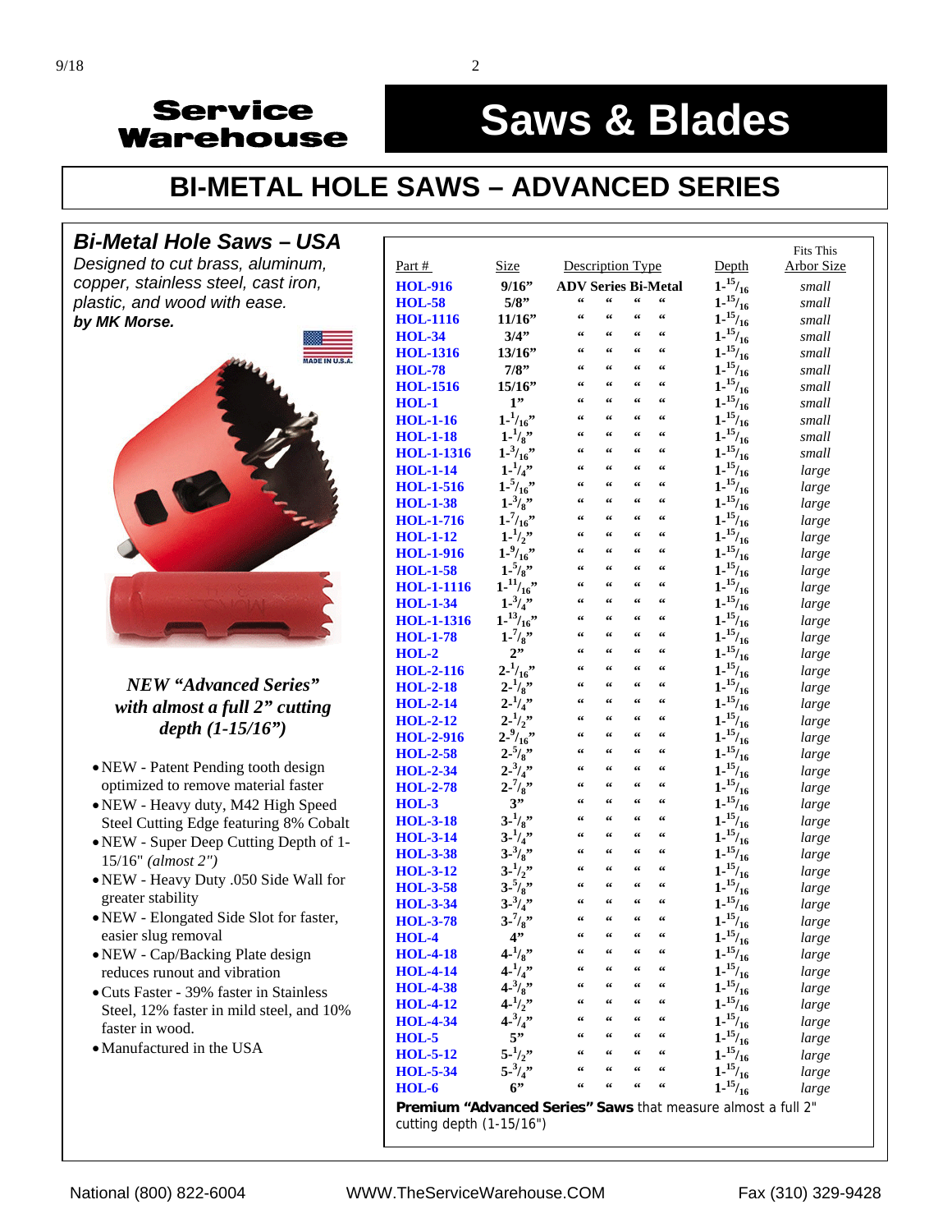# Service Warehouse

# Saws & Blades

## BI-METAL HOLE SAWS – ADVANCED SERIES

### *Bi-Metal Hole Saws – USA*

*Designed to cut brass, aluminum, copper, stainless steel, cast iron, plastic, and wood with ease.*
***by MK Morse.***

MADE IN U.S.A.

***NEW "Advanced Series" with almost a full 2" cutting depth (1-15/16")***

- NEW - Patent Pending tooth design optimized to remove material faster
- NEW - Heavy duty, M42 High Speed Steel Cutting Edge featuring 8% Cobalt
- NEW - Super Deep Cutting Depth of 1-15/16" *(almost 2")*
- NEW - Heavy Duty .050 Side Wall for greater stability
- NEW - Elongated Side Slot for faster, easier slug removal
- NEW - Cap/Backing Plate design reduces runout and vibration
- Cuts Faster - 39% faster in Stainless Steel, 12% faster in mild steel, and 10% faster in wood.
- Manufactured in the USA

| Part # | Size | Description Type | Depth | Fits This Arbor Size |
|---|---|---|---|---|
| **HOL-916** | **9/16"** | **ADV Series Bi-Metal** | **1-15/16** | *small* |
| **HOL-58** | **5/8"** | " " " " | **1-15/16** | *small* |
| **HOL-1116** | **11/16"** | " " " " | **1-15/16** | *small* |
| **HOL-34** | **3/4"** | " " " " | **1-15/16** | *small* |
| **HOL-1316** | **13/16"** | " " " " | **1-15/16** | *small* |
| **HOL-78** | **7/8"** | " " " " | **1-15/16** | *small* |
| **HOL-1516** | **15/16"** | " " " " | **1-15/16** | *small* |
| **HOL-1** | **1"** | " " " " | **1-15/16** | *small* |
| **HOL-1-16** | **1-1/16"** | " " " " | **1-15/16** | *small* |
| **HOL-1-18** | **1-1/8"** | " " " " | **1-15/16** | *small* |
| **HOL-1-1316** | **1-3/16"** | " " " " | **1-15/16** | *small* |
| **HOL-1-14** | **1-1/4"** | " " " " | **1-15/16** | *large* |
| **HOL-1-516** | **1-5/16"** | " " " " | **1-15/16** | *large* |
| **HOL-1-38** | **1-3/8"** | " " " " | **1-15/16** | *large* |
| **HOL-1-716** | **1-7/16"** | " " " " | **1-15/16** | *large* |
| **HOL-1-12** | **1-1/2"** | " " " " | **1-15/16** | *large* |
| **HOL-1-916** | **1-9/16"** | " " " " | **1-15/16** | *large* |
| **HOL-1-58** | **1-5/8"** | " " " " | **1-15/16** | *large* |
| **HOL-1-1116** | **1-11/16"** | " " " " | **1-15/16** | *large* |
| **HOL-1-34** | **1-3/4"** | " " " " | **1-15/16** | *large* |
| **HOL-1-1316** | **1-13/16"** | " " " " | **1-15/16** | *large* |
| **HOL-1-78** | **1-7/8"** | " " " " | **1-15/16** | *large* |
| **HOL-2** | **2"** | " " " " | **1-15/16** | *large* |
| **HOL-2-116** | **2-1/16"** | " " " " | **1-15/16** | *large* |
| **HOL-2-18** | **2-1/8"** | " " " " | **1-15/16** | *large* |
| **HOL-2-14** | **2-1/4"** | " " " " | **1-15/16** | *large* |
| **HOL-2-12** | **2-1/2"** | " " " " | **1-15/16** | *large* |
| **HOL-2-916** | **2-9/16"** | " " " " | **1-15/16** | *large* |
| **HOL-2-58** | **2-5/8"** | " " " " | **1-15/16** | *large* |
| **HOL-2-34** | **2-3/4"** | " " " " | **1-15/16** | *large* |
| **HOL-2-78** | **2-7/8"** | " " " " | **1-15/16** | *large* |
| **HOL-3** | **3"** | " " " " | **1-15/16** | *large* |
| **HOL-3-18** | **3-1/8"** | " " " " | **1-15/16** | *large* |
| **HOL-3-14** | **3-1/4"** | " " " " | **1-15/16** | *large* |
| **HOL-3-38** | **3-3/8"** | " " " " | **1-15/16** | *large* |
| **HOL-3-12** | **3-1/2"** | " " " " | **1-15/16** | *large* |
| **HOL-3-58** | **3-5/8"** | " " " " | **1-15/16** | *large* |
| **HOL-3-34** | **3-3/4"** | " " " " | **1-15/16** | *large* |
| **HOL-3-78** | **3-7/8"** | " " " " | **1-15/16** | *large* |
| **HOL-4** | **4"** | " " " " | **1-15/16** | *large* |
| **HOL-4-18** | **4-1/8"** | " " " " | **1-15/16** | *large* |
| **HOL-4-14** | **4-1/4"** | " " " " | **1-15/16** | *large* |
| **HOL-4-38** | **4-3/8"** | " " " " | **1-15/16** | *large* |
| **HOL-4-12** | **4-1/2"** | " " " " | **1-15/16** | *large* |
| **HOL-4-34** | **4-3/4"** | " " " " | **1-15/16** | *large* |
| **HOL-5** | **5"** | " " " " | **1-15/16** | *large* |
| **HOL-5-12** | **5-1/2"** | " " " " | **1-15/16** | *large* |
| **HOL-5-34** | **5-3/4"** | " " " " | **1-15/16** | *large* |
| **HOL-6** | **6"** | " " " " | **1-15/16** | *large* |

**Premium "Advanced Series" Saws** that measure almost a full 2" cutting depth (1-15/16")

National (800) 822-6004 WWW.TheServiceWarehouse.COM Fax (310) 329-9428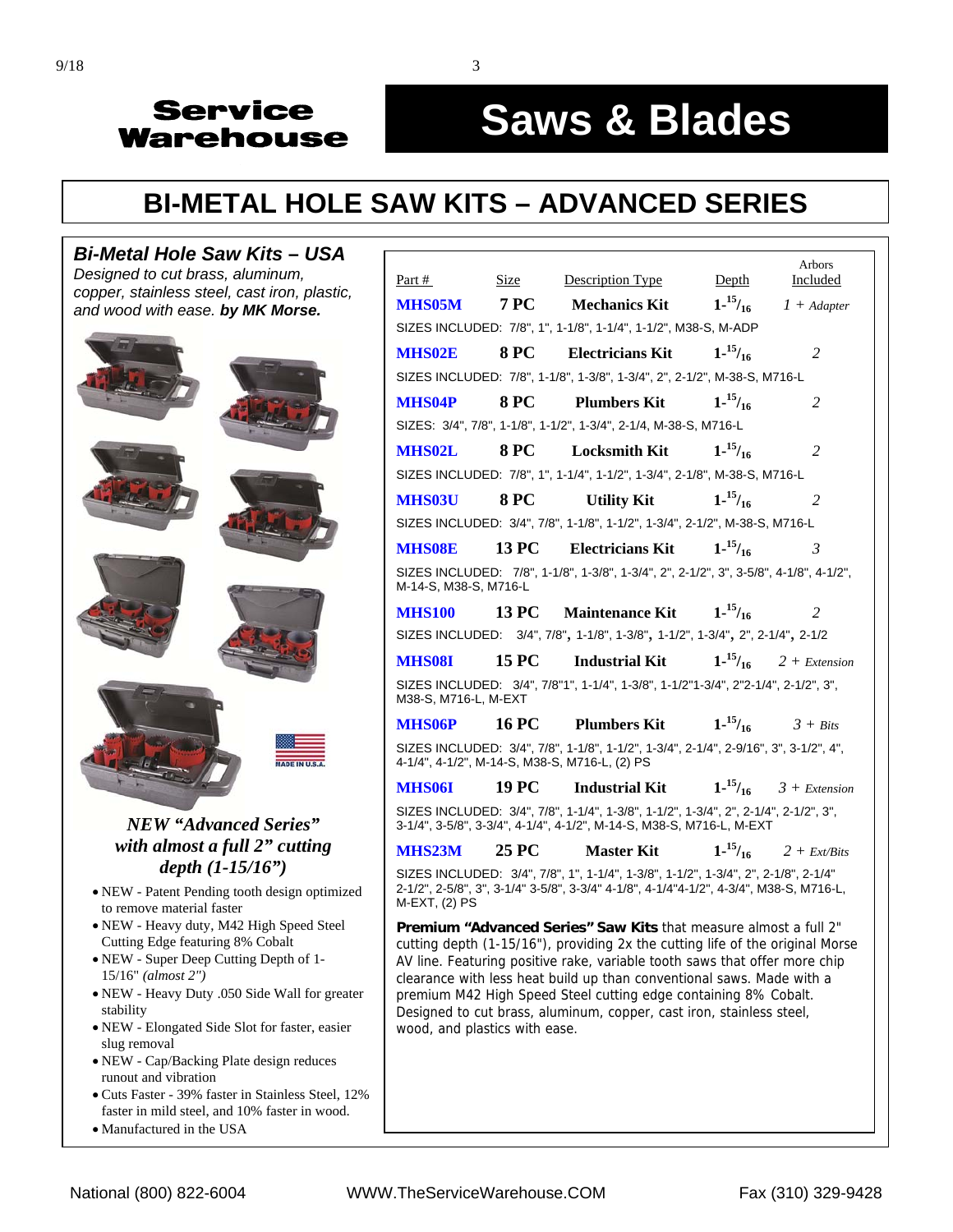Service Warehouse

# Saws & Blades

## BI-METAL HOLE SAW KITS – ADVANCED SERIES

### *Bi-Metal Hole Saw Kits – USA*

*Designed to cut brass, aluminum, copper, stainless steel, cast iron, plastic, and wood with ease.* ***by MK Morse.***

MADE IN U.S.A.

***NEW "Advanced Series" with almost a full 2" cutting depth (1-15/16")***

- NEW - Patent Pending tooth design optimized to remove material faster
- NEW - Heavy duty, M42 High Speed Steel Cutting Edge featuring 8% Cobalt
- NEW - Super Deep Cutting Depth of 1-15/16" *(almost 2")*
- NEW - Heavy Duty .050 Side Wall for greater stability
- NEW - Elongated Side Slot for faster, easier slug removal
- NEW - Cap/Backing Plate design reduces runout and vibration
- Cuts Faster - 39% faster in Stainless Steel, 12% faster in mild steel, and 10% faster in wood.
- Manufactured in the USA

| Part # | Size | Description Type | Depth | Arbors Included |
|---|---|---|---|---|
| **MHS05M** | **7 PC** | **Mechanics Kit** | **1-15/16** | *1 + Adapter* |
| SIZES INCLUDED: 7/8", 1", 1-1/8", 1-1/4", 1-1/2", M38-S, M-ADP | | | | |
| **MHS02E** | **8 PC** | **Electricians Kit** | **1-15/16** | *2* |
| SIZES INCLUDED: 7/8", 1-1/8", 1-3/8", 1-3/4", 2", 2-1/2", M-38-S, M716-L | | | | |
| **MHS04P** | **8 PC** | **Plumbers Kit** | **1-15/16** | *2* |
| SIZES: 3/4", 7/8", 1-1/8", 1-1/2", 1-3/4", 2-1/4, M-38-S, M716-L | | | | |
| **MHS02L** | **8 PC** | **Locksmith Kit** | **1-15/16** | *2* |
| SIZES INCLUDED: 7/8", 1", 1-1/4", 1-1/2", 1-3/4", 2-1/8", M-38-S, M716-L | | | | |
| **MHS03U** | **8 PC** | **Utility Kit** | **1-15/16** | *2* |
| SIZES INCLUDED: 3/4", 7/8", 1-1/8", 1-1/2", 1-3/4", 2-1/2", M-38-S, M716-L | | | | |
| **MHS08E** | **13 PC** | **Electricians Kit** | **1-15/16** | *3* |
| SIZES INCLUDED: 7/8", 1-1/8", 1-3/8", 1-3/4", 2", 2-1/2", 3", 3-5/8", 4-1/8", 4-1/2", M-14-S, M38-S, M716-L | | | | |
| **MHS100** | **13 PC** | **Maintenance Kit** | **1-15/16** | *2* |
| SIZES INCLUDED: 3/4", 7/8", 1-1/8", 1-3/8", 1-1/2", 1-3/4", 2", 2-1/4", 2-1/2 | | | | |
| **MHS08I** | **15 PC** | **Industrial Kit** | **1-15/16** | *2 + Extension* |
| SIZES INCLUDED: 3/4", 7/8"1", 1-1/4", 1-3/8", 1-1/2"1-3/4", 2"2-1/4", 2-1/2", 3", M38-S, M716-L, M-EXT | | | | |
| **MHS06P** | **16 PC** | **Plumbers Kit** | **1-15/16** | *3 + Bits* |
| SIZES INCLUDED: 3/4", 7/8", 1-1/8", 1-1/2", 1-3/4", 2-1/4", 2-9/16", 3", 3-1/2", 4", 4-1/4", 4-1/2", M-14-S, M38-S, M716-L, (2) PS | | | | |
| **MHS06I** | **19 PC** | **Industrial Kit** | **1-15/16** | *3 + Extension* |
| SIZES INCLUDED: 3/4", 7/8", 1-1/4", 1-3/8", 1-1/2", 1-3/4", 2", 2-1/4", 2-1/2", 3", 3-1/4", 3-5/8", 3-3/4", 4-1/4", 4-1/2", M-14-S, M38-S, M716-L, M-EXT | | | | |
| **MHS23M** | **25 PC** | **Master Kit** | **1-15/16** | *2 + Ext/Bits* |
| SIZES INCLUDED: 3/4", 7/8", 1", 1-1/4", 1-3/8", 1-1/2", 1-3/4", 2", 2-1/8", 2-1/4" 2-1/2", 2-5/8", 3", 3-1/4" 3-5/8", 3-3/4" 4-1/8", 4-1/4"4-1/2", 4-3/4", M38-S, M716-L, M-EXT, (2) PS | | | | |

**Premium "Advanced Series" Saw Kits** that measure almost a full 2" cutting depth (1-15/16"), providing 2x the cutting life of the original Morse AV line. Featuring positive rake, variable tooth saws that offer more chip clearance with less heat build up than conventional saws. Made with a premium M42 High Speed Steel cutting edge containing 8% Cobalt. Designed to cut brass, aluminum, copper, cast iron, stainless steel, wood, and plastics with ease.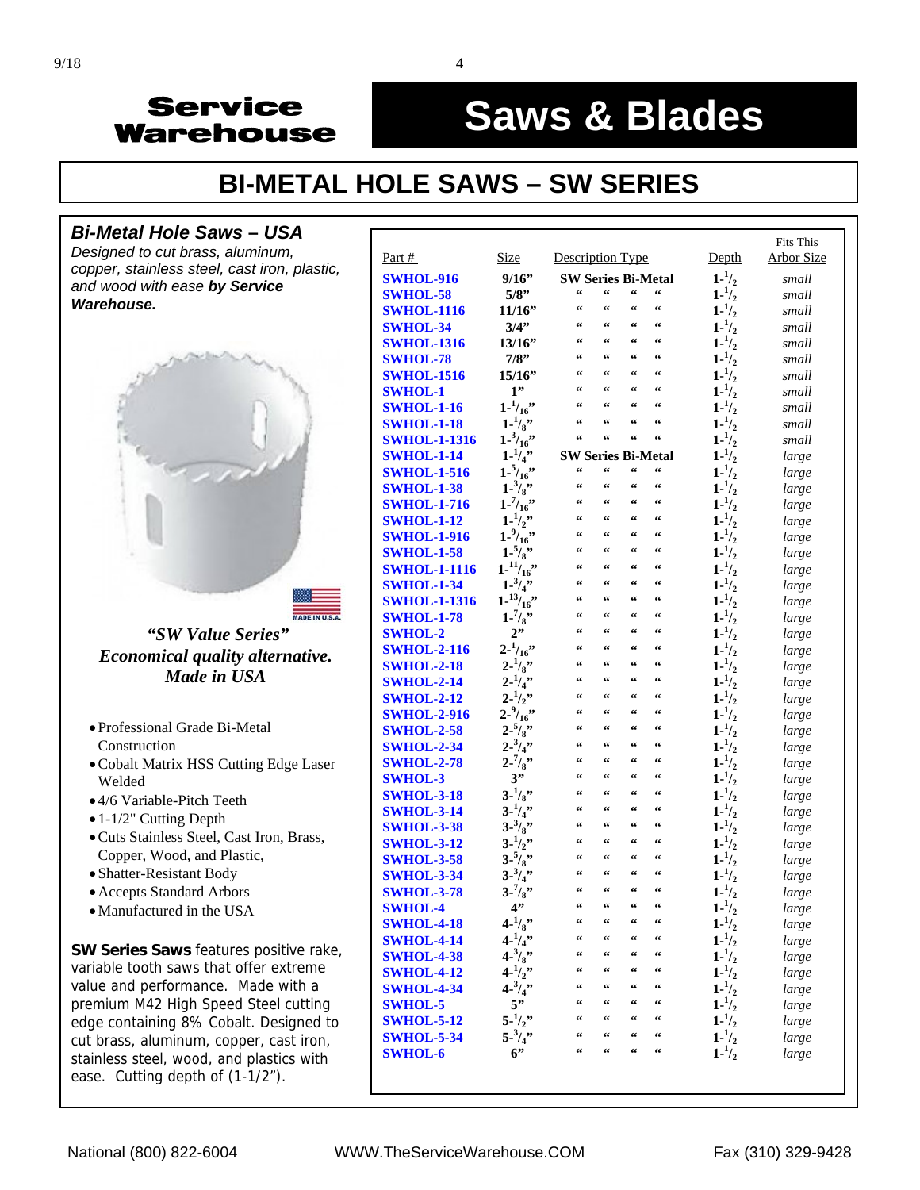# Service Warehouse

# Saws & Blades

## BI-METAL HOLE SAWS – SW SERIES

### *Bi-Metal Hole Saws – USA*

*Designed to cut brass, aluminum, copper, stainless steel, cast iron, plastic, and wood with ease **by Service Warehouse.***

MADE IN U.S.A.

***"SW Value Series"***

***Economical quality alternative.***

***Made in USA***

- Professional Grade Bi-Metal Construction
- Cobalt Matrix HSS Cutting Edge Laser Welded
- 4/6 Variable-Pitch Teeth
- 1-1/2" Cutting Depth
- Cuts Stainless Steel, Cast Iron, Brass, Copper, Wood, and Plastic,
- Shatter-Resistant Body
- Accepts Standard Arbors
- Manufactured in the USA

**SW Series Saws** features positive rake, variable tooth saws that offer extreme value and performance. Made with a premium M42 High Speed Steel cutting edge containing 8% Cobalt. Designed to cut brass, aluminum, copper, cast iron, stainless steel, wood, and plastics with ease. Cutting depth of (1-1/2").

| Part # | Size | Description Type | Depth | Fits This Arbor Size |
|---|---|---|---|---|
| SWHOL-916 | 9/16" | SW Series Bi-Metal | 1-1/2 | small |
| SWHOL-58 | 5/8" | " " " " | 1-1/2 | small |
| SWHOL-1116 | 11/16" | " " " " | 1-1/2 | small |
| SWHOL-34 | 3/4" | " " " " | 1-1/2 | small |
| SWHOL-1316 | 13/16" | " " " " | 1-1/2 | small |
| SWHOL-78 | 7/8" | " " " " | 1-1/2 | small |
| SWHOL-1516 | 15/16" | " " " " | 1-1/2 | small |
| SWHOL-1 | 1" | " " " " | 1-1/2 | small |
| SWHOL-1-16 | 1-1/16" | " " " " | 1-1/2 | small |
| SWHOL-1-18 | 1-1/8" | " " " " | 1-1/2 | small |
| SWHOL-1-1316 | 1-3/16" | " " " " | 1-1/2 | small |
| SWHOL-1-14 | 1-1/4" | SW Series Bi-Metal | 1-1/2 | large |
| SWHOL-1-516 | 1-5/16" | " " " " | 1-1/2 | large |
| SWHOL-1-38 | 1-3/8" | " " " " | 1-1/2 | large |
| SWHOL-1-716 | 1-7/16" | " " " " | 1-1/2 | large |
| SWHOL-1-12 | 1-1/2" | " " " " | 1-1/2 | large |
| SWHOL-1-916 | 1-9/16" | " " " " | 1-1/2 | large |
| SWHOL-1-58 | 1-5/8" | " " " " | 1-1/2 | large |
| SWHOL-1-1116 | 1-11/16" | " " " " | 1-1/2 | large |
| SWHOL-1-34 | 1-3/4" | " " " " | 1-1/2 | large |
| SWHOL-1-1316 | 1-13/16" | " " " " | 1-1/2 | large |
| SWHOL-1-78 | 1-7/8" | " " " " | 1-1/2 | large |
| SWHOL-2 | 2" | " " " " | 1-1/2 | large |
| SWHOL-2-116 | 2-1/16" | " " " " | 1-1/2 | large |
| SWHOL-2-18 | 2-1/8" | " " " " | 1-1/2 | large |
| SWHOL-2-14 | 2-1/4" | " " " " | 1-1/2 | large |
| SWHOL-2-12 | 2-1/2" | " " " " | 1-1/2 | large |
| SWHOL-2-916 | 2-9/16" | " " " " | 1-1/2 | large |
| SWHOL-2-58 | 2-5/8" | " " " " | 1-1/2 | large |
| SWHOL-2-34 | 2-3/4" | " " " " | 1-1/2 | large |
| SWHOL-2-78 | 2-7/8" | " " " " | 1-1/2 | large |
| SWHOL-3 | 3" | " " " " | 1-1/2 | large |
| SWHOL-3-18 | 3-1/8" | " " " " | 1-1/2 | large |
| SWHOL-3-14 | 3-1/4" | " " " " | 1-1/2 | large |
| SWHOL-3-38 | 3-3/8" | " " " " | 1-1/2 | large |
| SWHOL-3-12 | 3-1/2" | " " " " | 1-1/2 | large |
| SWHOL-3-58 | 3-5/8" | " " " " | 1-1/2 | large |
| SWHOL-3-34 | 3-3/4" | " " " " | 1-1/2 | large |
| SWHOL-3-78 | 3-7/8" | " " " " | 1-1/2 | large |
| SWHOL-4 | 4" | " " " " | 1-1/2 | large |
| SWHOL-4-18 | 4-1/8" | " " " " | 1-1/2 | large |
| SWHOL-4-14 | 4-1/4" | " " " " | 1-1/2 | large |
| SWHOL-4-38 | 4-3/8" | " " " " | 1-1/2 | large |
| SWHOL-4-12 | 4-1/2" | " " " " | 1-1/2 | large |
| SWHOL-4-34 | 4-3/4" | " " " " | 1-1/2 | large |
| SWHOL-5 | 5" | " " " " | 1-1/2 | large |
| SWHOL-5-12 | 5-1/2" | " " " " | 1-1/2 | large |
| SWHOL-5-34 | 5-3/4" | " " " " | 1-1/2 | large |
| SWHOL-6 | 6" | " " " " | 1-1/2 | large |

National (800) 822-6004 WWW.TheServiceWarehouse.COM Fax (310) 329-9428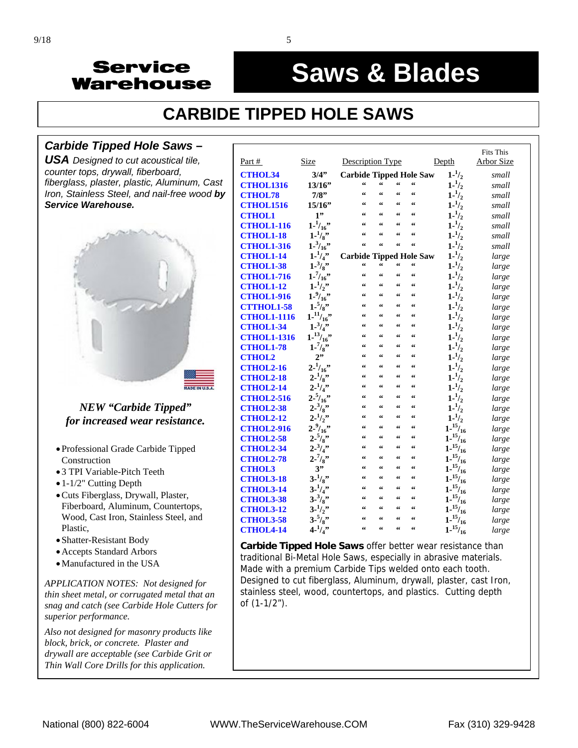# Service Warehouse

# Saws & Blades

## CARBIDE TIPPED HOLE SAWS

### *Carbide Tipped Hole Saws – USA*

*Designed to cut acoustical tile, counter tops, drywall, fiberboard, fiberglass, plaster, plastic, Aluminum, Cast Iron, Stainless Steel, and nail-free wood* ***by Service Warehouse.***

MADE IN U.S.A.

***NEW "Carbide Tipped" for increased wear resistance.***

- Professional Grade Carbide Tipped Construction
- 3 TPI Variable-Pitch Teeth
- 1-1/2" Cutting Depth
- Cuts Fiberglass, Drywall, Plaster, Fiberboard, Aluminum, Countertops, Wood, Cast Iron, Stainless Steel, and Plastic,
- Shatter-Resistant Body
- Accepts Standard Arbors
- Manufactured in the USA

*APPLICATION NOTES: Not designed for thin sheet metal, or corrugated metal that an snag and catch (see Carbide Hole Cutters for superior performance.*

*Also not designed for masonry products like block, brick, or concrete. Plaster and drywall are acceptable (see Carbide Grit or Thin Wall Core Drills for this application.*

| Part # | Size | Description Type | Depth | Fits This Arbor Size |
|---|---|---|---|---|
| CTHOL34 | 3/4" | Carbide Tipped Hole Saw | 1-1/2 | small |
| CTHOL1316 | 13/16" | " " " " | 1-1/2 | small |
| CTHOL78 | 7/8" | " " " " | 1-1/2 | small |
| CTHOL1516 | 15/16" | " " " " | 1-1/2 | small |
| CTHOL1 | 1" | " " " " | 1-1/2 | small |
| CTHOL1-116 | 1-1/16" | " " " " | 1-1/2 | small |
| CTHOL1-18 | 1-1/8" | " " " " | 1-1/2 | small |
| CTHOL1-316 | 1-3/16" | " " " " | 1-1/2 | small |
| CTHOL1-14 | 1-1/4" | Carbide Tipped Hole Saw | 1-1/2 | large |
| CTHOL1-38 | 1-3/8" | " " " " | 1-1/2 | large |
| CTHOL1-716 | 1-7/16" | " " " " | 1-1/2 | large |
| CTHOL1-12 | 1-1/2" | " " " " | 1-1/2 | large |
| CTHOL1-916 | 1-9/16" | " " " " | 1-1/2 | large |
| CTTHOL1-58 | 1-5/8" | " " " " | 1-1/2 | large |
| CTHOL1-1116 | 1-11/16" | " " " " | 1-1/2 | large |
| CTHOL1-34 | 1-3/4" | " " " " | 1-1/2 | large |
| CTHOL1-1316 | 1-13/16" | " " " " | 1-1/2 | large |
| CTHOL1-78 | 1-7/8" | " " " " | 1-1/2 | large |
| CTHOL2 | 2" | " " " " | 1-1/2 | large |
| CTHOL2-16 | 2-1/16" | " " " " | 1-1/2 | large |
| CTHOL2-18 | 2-1/8" | " " " " | 1-1/2 | large |
| CTHOL2-14 | 2-1/4" | " " " " | 1-1/2 | large |
| CTHOL2-516 | 2-5/16" | " " " " | 1-1/2 | large |
| CTHOL2-38 | 2-3/8" | " " " " | 1-1/2 | large |
| CTHOL2-12 | 2-1/2" | " " " " | 1-1/2 | large |
| CTHOL2-916 | 2-9/16" | " " " " | 1-15/16 | large |
| CTHOL2-58 | 2-5/8" | " " " " | 1-15/16 | large |
| CTHOL2-34 | 2-3/4" | " " " " | 1-15/16 | large |
| CTHOL2-78 | 2-7/8" | " " " " | 1-15/16 | large |
| CTHOL3 | 3" | " " " " | 1-15/16 | large |
| CTHOL3-18 | 3-1/8" | " " " " | 1-15/16 | large |
| CTHOL3-14 | 3-1/4" | " " " " | 1-15/16 | large |
| CTHOL3-38 | 3-3/8" | " " " " | 1-15/16 | large |
| CTHOL3-12 | 3-1/2" | " " " " | 1-15/16 | large |
| CTHOL3-58 | 3-5/8" | " " " " | 1-15/16 | large |
| CTHOL4-14 | 4-1/4" | " " " " | 1-15/16 | large |

**Carbide Tipped Hole Saws** offer better wear resistance than traditional Bi-Metal Hole Saws, especially in abrasive materials. Made with a premium Carbide Tips welded onto each tooth. Designed to cut fiberglass, Aluminum, drywall, plaster, cast Iron, stainless steel, wood, countertops, and plastics. Cutting depth of (1-1/2").

National (800) 822-6004 WWW.TheServiceWarehouse.COM Fax (310) 329-9428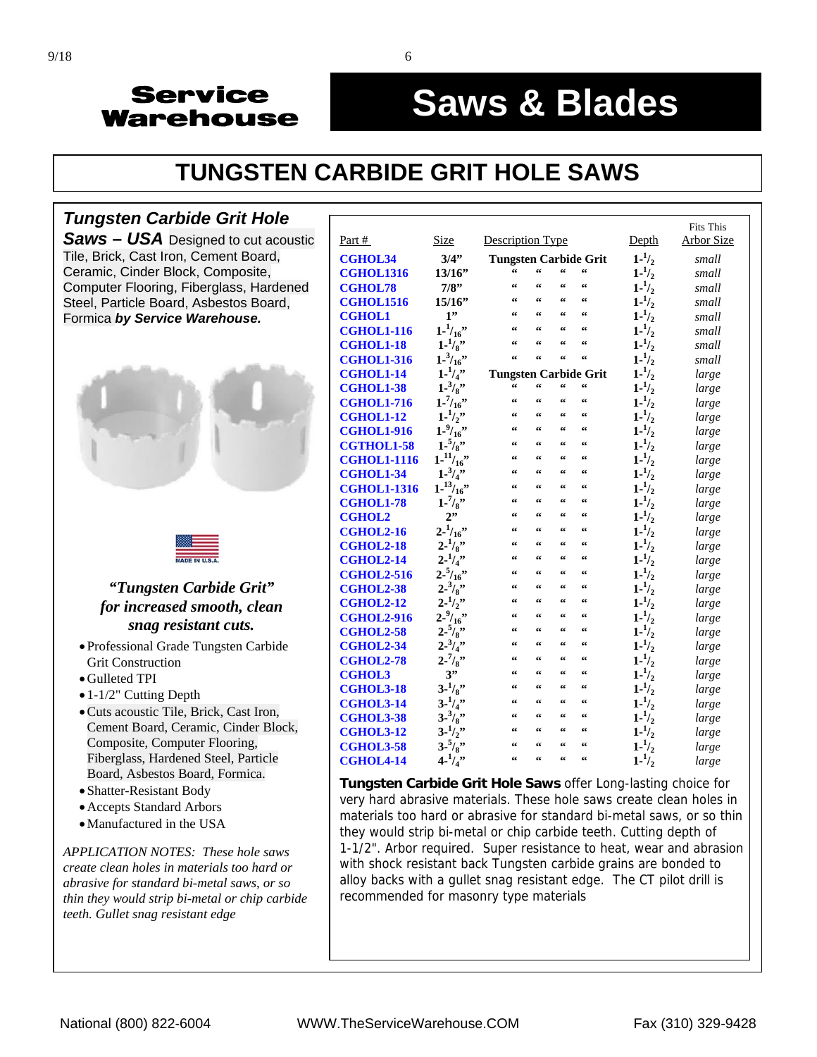# Saws & Blades

Service Warehouse

## TUNGSTEN CARBIDE GRIT HOLE SAWS

### *Tungsten Carbide Grit Hole Saws – USA*

Designed to cut acoustic Tile, Brick, Cast Iron, Cement Board, Ceramic, Cinder Block, Composite, Computer Flooring, Fiberglass, Hardened Steel, Particle Board, Asbestos Board, Formica ***by Service Warehouse.***

MADE IN U.S.A.

***"Tungsten Carbide Grit" for increased smooth, clean snag resistant cuts.***

- Professional Grade Tungsten Carbide Grit Construction
- Gulleted TPI
- 1-1/2" Cutting Depth
- Cuts acoustic Tile, Brick, Cast Iron, Cement Board, Ceramic, Cinder Block, Composite, Computer Flooring, Fiberglass, Hardened Steel, Particle Board, Asbestos Board, Formica.
- Shatter-Resistant Body
- Accepts Standard Arbors
- Manufactured in the USA

*APPLICATION NOTES: These hole saws create clean holes in materials too hard or abrasive for standard bi-metal saws, or so thin they would strip bi-metal or chip carbide teeth. Gullet snag resistant edge*

| Part # | Size | Description Type | Depth | Fits This Arbor Size |
|---|---|---|---|---|
| CGHOL34 | 3/4" | Tungsten Carbide Grit | 1-1/2 | small |
| CGHOL1316 | 13/16" | " " " " | 1-1/2 | small |
| CGHOL78 | 7/8" | " " " " | 1-1/2 | small |
| CGHOL1516 | 15/16" | " " " " | 1-1/2 | small |
| CGHOL1 | 1" | " " " " | 1-1/2 | small |
| CGHOL1-116 | 1-1/16" | " " " " | 1-1/2 | small |
| CGHOL1-18 | 1-1/8" | " " " " | 1-1/2 | small |
| CGHOL1-316 | 1-3/16" | " " " " | 1-1/2 | small |
| CGHOL1-14 | 1-1/4" | Tungsten Carbide Grit | 1-1/2 | large |
| CGHOL1-38 | 1-3/8" | " " " " | 1-1/2 | large |
| CGHOL1-716 | 1-7/16" | " " " " | 1-1/2 | large |
| CGHOL1-12 | 1-1/2" | " " " " | 1-1/2 | large |
| CGHOL1-916 | 1-9/16" | " " " " | 1-1/2 | large |
| CGTHOL1-58 | 1-5/8" | " " " " | 1-1/2 | large |
| CGHOL1-1116 | 1-11/16" | " " " " | 1-1/2 | large |
| CGHOL1-34 | 1-3/4" | " " " " | 1-1/2 | large |
| CGHOL1-1316 | 1-13/16" | " " " " | 1-1/2 | large |
| CGHOL1-78 | 1-7/8" | " " " " | 1-1/2 | large |
| CGHOL2 | 2" | " " " " | 1-1/2 | large |
| CGHOL2-16 | 2-1/16" | " " " " | 1-1/2 | large |
| CGHOL2-18 | 2-1/8" | " " " " | 1-1/2 | large |
| CGHOL2-14 | 2-1/4" | " " " " | 1-1/2 | large |
| CGHOL2-516 | 2-5/16" | " " " " | 1-1/2 | large |
| CGHOL2-38 | 2-3/8" | " " " " | 1-1/2 | large |
| CGHOL2-12 | 2-1/2" | " " " " | 1-1/2 | large |
| CGHOL2-916 | 2-9/16" | " " " " | 1-1/2 | large |
| CGHOL2-58 | 2-5/8" | " " " " | 1-1/2 | large |
| CGHOL2-34 | 2-3/4" | " " " " | 1-1/2 | large |
| CGHOL2-78 | 2-7/8" | " " " " | 1-1/2 | large |
| CGHOL3 | 3" | " " " " | 1-1/2 | large |
| CGHOL3-18 | 3-1/8" | " " " " | 1-1/2 | large |
| CGHOL3-14 | 3-1/4" | " " " " | 1-1/2 | large |
| CGHOL3-38 | 3-3/8" | " " " " | 1-1/2 | large |
| CGHOL3-12 | 3-1/2" | " " " " | 1-1/2 | large |
| CGHOL3-58 | 3-5/8" | " " " " | 1-1/2 | large |
| CGHOL4-14 | 4-1/4" | " " " " | 1-1/2 | large |

**Tungsten Carbide Grit Hole Saws** offer Long-lasting choice for very hard abrasive materials. These hole saws create clean holes in materials too hard or abrasive for standard bi-metal saws, or so thin they would strip bi-metal or chip carbide teeth. Cutting depth of 1-1/2". Arbor required. Super resistance to heat, wear and abrasion with shock resistant back Tungsten carbide grains are bonded to alloy backs with a gullet snag resistant edge. The CT pilot drill is recommended for masonry type materials

National (800) 822-6004 | WWW.TheServiceWarehouse.COM | Fax (310) 329-9428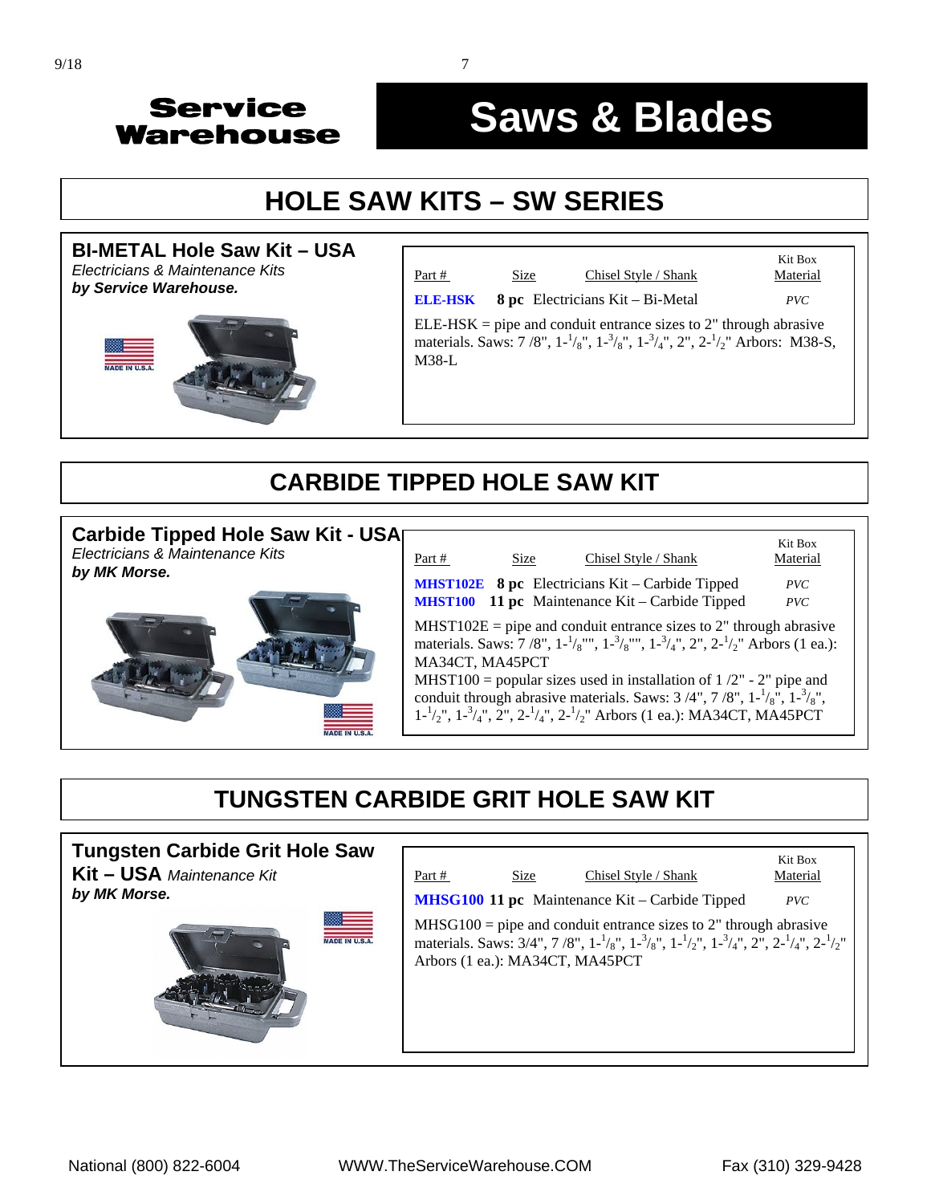# Saws & Blades

Service Warehouse

## HOLE SAW KITS – SW SERIES

### BI-METAL Hole Saw Kit – USA

*Electricians & Maintenance Kits*
***by Service Warehouse.***

MADE IN U.S.A.

| Part # | Size | Chisel Style / Shank | Kit Box Material |
|---|---|---|---|
| **ELE-HSK** | **8 pc** | Electricians Kit – Bi-Metal | *PVC* |

ELE-HSK = pipe and conduit entrance sizes to 2" through abrasive materials. Saws: 7 /8", 1-$^{1}/_{8}$", 1-$^{3}/_{8}$", 1-$^{3}/_{4}$", 2", 2-$^{1}/_{2}$" Arbors: M38-S, M38-L

## CARBIDE TIPPED HOLE SAW KIT

### Carbide Tipped Hole Saw Kit - USA

*Electricians & Maintenance Kits*
***by MK Morse.***

MADE IN U.S.A.

| Part # | Size | Chisel Style / Shank | Kit Box Material |
|---|---|---|---|
| **MHST102E** | **8 pc** | Electricians Kit – Carbide Tipped | *PVC* |
| **MHST100** | **11 pc** | Maintenance Kit – Carbide Tipped | *PVC* |

MHST102E = pipe and conduit entrance sizes to 2" through abrasive materials. Saws: 7 /8", 1-$^{1}/_{8}$"", 1-$^{3}/_{8}$"", 1-$^{3}/_{4}$", 2", 2-$^{1}/_{2}$" Arbors (1 ea.): MA34CT, MA45PCT

MHST100 = popular sizes used in installation of 1 /2" - 2" pipe and conduit through abrasive materials. Saws: 3 /4", 7 /8", 1-$^{1}/_{8}$", 1-$^{3}/_{8}$", 1-$^{1}/_{2}$", 1-$^{3}/_{4}$", 2", 2-$^{1}/_{4}$", 2-$^{1}/_{2}$" Arbors (1 ea.): MA34CT, MA45PCT

## TUNGSTEN CARBIDE GRIT HOLE SAW KIT

### Tungsten Carbide Grit Hole Saw Kit – USA *Maintenance Kit*

***by MK Morse.***

MADE IN U.S.A.

| Part # | Size | Chisel Style / Shank | Kit Box Material |
|---|---|---|---|
| **MHSG100** | **11 pc** | Maintenance Kit – Carbide Tipped | *PVC* |

MHSG100 = pipe and conduit entrance sizes to 2" through abrasive materials. Saws: 3/4", 7 /8", 1-$^{1}/_{8}$", 1-$^{3}/_{8}$", 1-$^{1}/_{2}$", 1-$^{3}/_{4}$", 2", 2-$^{1}/_{4}$", 2-$^{1}/_{2}$" Arbors (1 ea.): MA34CT, MA45PCT

National (800) 822-6004 WWW.TheServiceWarehouse.COM Fax (310) 329-9428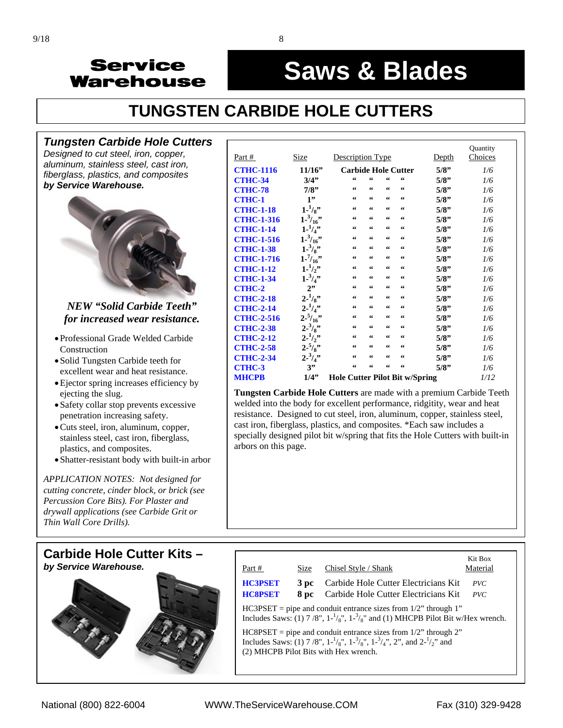# Saws & Blades

## TUNGSTEN CARBIDE HOLE CUTTERS

### *Tungsten Carbide Hole Cutters*

*Designed to cut steel, iron, copper, aluminum, stainless steel, cast iron, fiberglass, plastics, and composites* ***by Service Warehouse.***

***NEW "Solid Carbide Teeth" for increased wear resistance.***

- Professional Grade Welded Carbide Construction
- Solid Tungsten Carbide teeth for excellent wear and heat resistance.
- Ejector spring increases efficiency by ejecting the slug.
- Safety collar stop prevents excessive penetration increasing safety.
- Cuts steel, iron, aluminum, copper, stainless steel, cast iron, fiberglass, plastics, and composites.
- Shatter-resistant body with built-in arbor

*APPLICATION NOTES: Not designed for cutting concrete, cinder block, or brick (see Percussion Core Bits). For Plaster and drywall applications (see Carbide Grit or Thin Wall Core Drills).*

| Part # | Size | Description Type | Depth | Quantity Choices |
|---|---|---|---|---|
| **CTHC-1116** | **11/16"** | **Carbide Hole Cutter** | **5/8"** | *1/6* |
| **CTHC-34** | **3/4"** | " " " " | **5/8"** | *1/6* |
| **CTHC-78** | **7/8"** | " " " " | **5/8"** | *1/6* |
| **CTHC-1** | **1"** | " " " " | **5/8"** | *1/6* |
| **CTHC-1-18** | **1-1/8"** | " " " " | **5/8"** | *1/6* |
| **CTHC-1-316** | **1-3/16"** | " " " " | **5/8"** | *1/6* |
| **CTHC-1-14** | **1-1/4"** | " " " " | **5/8"** | *1/6* |
| **CTHC-1-516** | **1-5/16"** | " " " " | **5/8"** | *1/6* |
| **CTHC-1-38** | **1-3/8"** | " " " " | **5/8"** | *1/6* |
| **CTHC-1-716** | **1-7/16"** | " " " " | **5/8"** | *1/6* |
| **CTHC-1-12** | **1-1/2"** | " " " " | **5/8"** | *1/6* |
| **CTHC-1-34** | **1-3/4"** | " " " " | **5/8"** | *1/6* |
| **CTHC-2** | **2"** | " " " " | **5/8"** | *1/6* |
| **CTHC-2-18** | **2-1/8"** | " " " " | **5/8"** | *1/6* |
| **CTHC-2-14** | **2-1/4"** | " " " " | **5/8"** | *1/6* |
| **CTHC-2-516** | **2-5/16"** | " " " " | **5/8"** | *1/6* |
| **CTHC-2-38** | **2-3/8"** | " " " " | **5/8"** | *1/6* |
| **CTHC-2-12** | **2-1/2"** | " " " " | **5/8"** | *1/6* |
| **CTHC-2-58** | **2-5/8"** | " " " " | **5/8"** | *1/6* |
| **CTHC-2-34** | **2-3/4"** | " " " " | **5/8"** | *1/6* |
| **CTHC-3** | **3"** | " " " " | **5/8"** | *1/6* |
| **MHCPB** | **1/4"** | **Hole Cutter Pilot Bit w/Spring** | | *1/12* |

**Tungsten Carbide Hole Cutters** are made with a premium Carbide Teeth welded into the body for excellent performance, ridgitity, wear and heat resistance. Designed to cut steel, iron, aluminum, copper, stainless steel, cast iron, fiberglass, plastics, and composites. *Each saw includes a specially designed pilot bit w/spring that fits the Hole Cutters with built-in arbors on this page.

### Carbide Hole Cutter Kits – *by Service Warehouse.*

| Part # | Size | Chisel Style / Shank | Kit Box Material |
|---|---|---|---|
| **HC3PSET** | **3 pc** | Carbide Hole Cutter Electricians Kit | *PVC* |
| **HC8PSET** | **8 pc** | Carbide Hole Cutter Electricians Kit | *PVC* |

HC3PSET = pipe and conduit entrance sizes from 1/2" through 1"
Includes Saws: (1) 7 /8", 1-1/8", 1-3/8" and (1) MHCPB Pilot Bit w/Hex wrench.

HC8PSET = pipe and conduit entrance sizes from 1/2" through 2"
Includes Saws: (1) 7 /8", 1-1/8", 1-3/8", 1-3/4", 2", and 2-1/2" and (2) MHCPB Pilot Bits with Hex wrench.

National (800) 822-6004 WWW.TheServiceWarehouse.COM Fax (310) 329-9428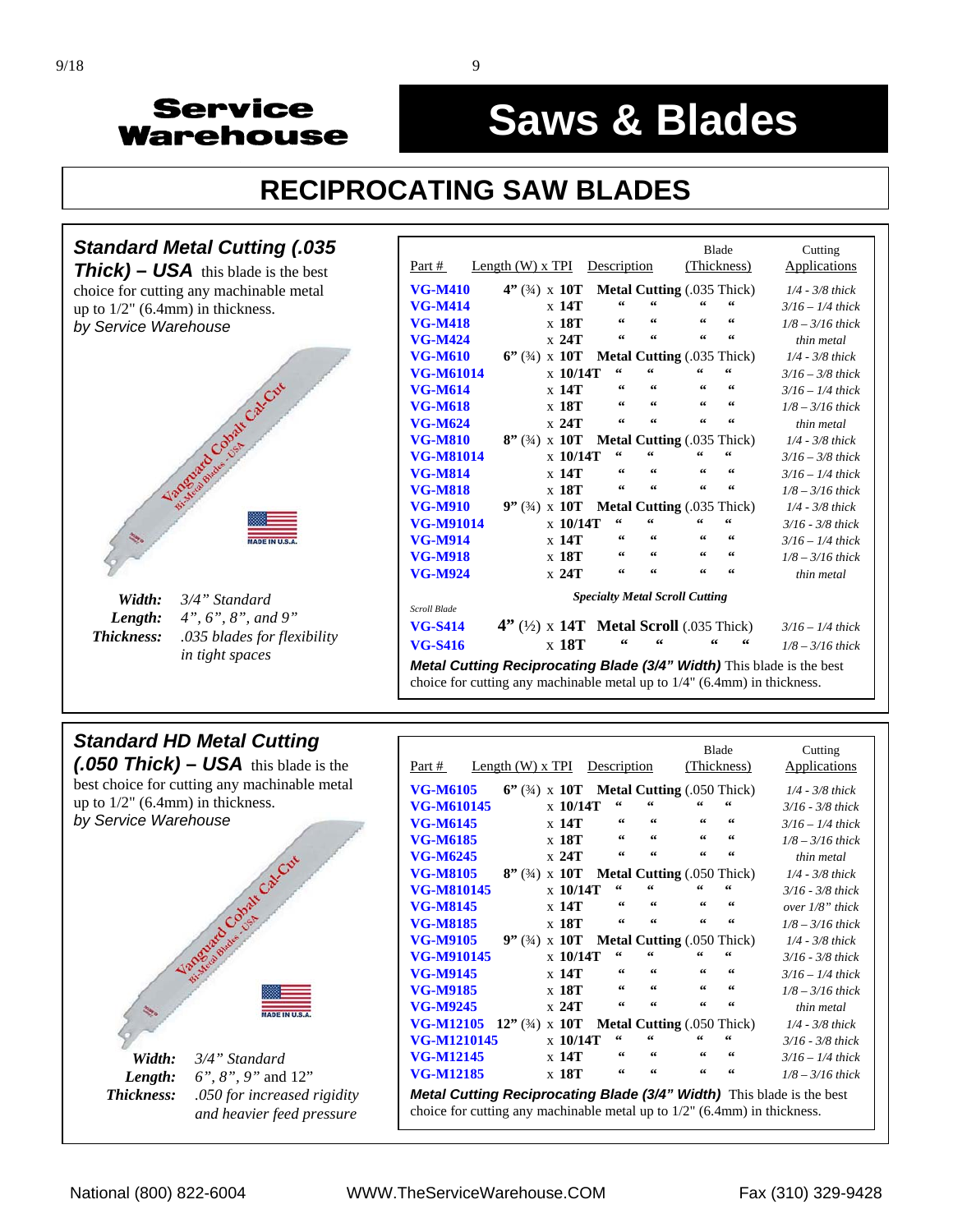# Service Warehouse

# Saws & Blades

## RECIPROCATING SAW BLADES

### *Standard Metal Cutting (.035 Thick) – USA*

this blade is the best choice for cutting any machinable metal up to 1/2" (6.4mm) in thickness.
*by Service Warehouse*

***Width:*** *3/4" Standard*
***Length:*** *4", 6", 8", and 9"*
***Thickness:*** *.035 blades for flexibility in tight spaces*

| Part # | Length (W) x TPI | Description | Blade (Thickness) | Cutting Applications |
|---|---|---|---|---|
| **VG-M410** | **4"** (¾) x **10T** | **Metal Cutting** (.035 Thick) | | *1/4 - 3/8 thick* |
| **VG-M414** | x **14T** | " " | " " | *3/16 – 1/4 thick* |
| **VG-M418** | x **18T** | " " | " " | *1/8 – 3/16 thick* |
| **VG-M424** | x **24T** | " " | " " | *thin metal* |
| **VG-M610** | **6"** (¾) x **10T** | **Metal Cutting** (.035 Thick) | | *1/4 - 3/8 thick* |
| **VG-M61014** | x **10/14T** | " " | " " | *3/16 – 3/8 thick* |
| **VG-M614** | x **14T** | " " | " " | *3/16 – 1/4 thick* |
| **VG-M618** | x **18T** | " " | " " | *1/8 – 3/16 thick* |
| **VG-M624** | x **24T** | " " | " " | *thin metal* |
| **VG-M810** | **8"** (¾) x **10T** | **Metal Cutting** (.035 Thick) | | *1/4 - 3/8 thick* |
| **VG-M81014** | x **10/14T** | " " | " " | *3/16 – 3/8 thick* |
| **VG-M814** | x **14T** | " " | " " | *3/16 – 1/4 thick* |
| **VG-M818** | x **18T** | " " | " " | *1/8 – 3/16 thick* |
| **VG-M910** | **9"** (¾) x **10T** | **Metal Cutting** (.035 Thick) | | *1/4 - 3/8 thick* |
| **VG-M91014** | x **10/14T** | " " | " " | *3/16 - 3/8 thick* |
| **VG-M914** | x **14T** | " " | " " | *3/16 – 1/4 thick* |
| **VG-M918** | x **18T** | " " | " " | *1/8 – 3/16 thick* |
| **VG-M924** | x **24T** | " " | " " | *thin metal* |

***Specialty Metal Scroll Cutting***

| Scroll Blade | | | | |
|---|---|---|---|---|
| **VG-S414** | **4"** (½) x **14T** | **Metal Scroll** (.035 Thick) | | *3/16 – 1/4 thick* |
| **VG-S416** | x **18T** | " " | " " | *1/8 – 3/16 thick* |

***Metal Cutting Reciprocating Blade (3/4" Width)*** This blade is the best choice for cutting any machinable metal up to 1/4" (6.4mm) in thickness.

### *Standard HD Metal Cutting (.050 Thick) – USA*

this blade is the best choice for cutting any machinable metal up to 1/2" (6.4mm) in thickness.
*by Service Warehouse*

***Width:*** *3/4" Standard*
***Length:*** *6", 8", 9" and 12"*
***Thickness:*** *.050 for increased rigidity and heavier feed pressure*

| Part # | Length (W) x TPI | Description | Blade (Thickness) | Cutting Applications |
|---|---|---|---|---|
| **VG-M6105** | **6"** (¾) x **10T** | **Metal Cutting** (.050 Thick) | | *1/4 - 3/8 thick* |
| **VG-M610145** | x **10/14T** | " " | " " | *3/16 - 3/8 thick* |
| **VG-M6145** | x **14T** | " " | " " | *3/16 – 1/4 thick* |
| **VG-M6185** | x **18T** | " " | " " | *1/8 – 3/16 thick* |
| **VG-M6245** | x **24T** | " " | " " | *thin metal* |
| **VG-M8105** | **8"** (¾) x **10T** | **Metal Cutting** (.050 Thick) | | *1/4 - 3/8 thick* |
| **VG-M810145** | x **10/14T** | " " | " " | *3/16 - 3/8 thick* |
| **VG-M8145** | x **14T** | " " | " " | *over 1/8" thick* |
| **VG-M8185** | x **18T** | " " | " " | *1/8 – 3/16 thick* |
| **VG-M9105** | **9"** (¾) x **10T** | **Metal Cutting** (.050 Thick) | | *1/4 - 3/8 thick* |
| **VG-M910145** | x **10/14T** | " " | " " | *3/16 - 3/8 thick* |
| **VG-M9145** | x **14T** | " " | " " | *3/16 – 1/4 thick* |
| **VG-M9185** | x **18T** | " " | " " | *1/8 – 3/16 thick* |
| **VG-M9245** | x **24T** | " " | " " | *thin metal* |
| **VG-M12105** | **12"** (¾) x **10T** | **Metal Cutting** (.050 Thick) | | *1/4 - 3/8 thick* |
| **VG-M1210145** | x **10/14T** | " " | " " | *3/16 - 3/8 thick* |
| **VG-M12145** | x **14T** | " " | " " | *3/16 – 1/4 thick* |
| **VG-M12185** | x **18T** | " " | " " | *1/8 – 3/16 thick* |

***Metal Cutting Reciprocating Blade (3/4" Width)*** This blade is the best choice for cutting any machinable metal up to 1/2" (6.4mm) in thickness.

National (800) 822-6004 | WWW.TheServiceWarehouse.COM | Fax (310) 329-9428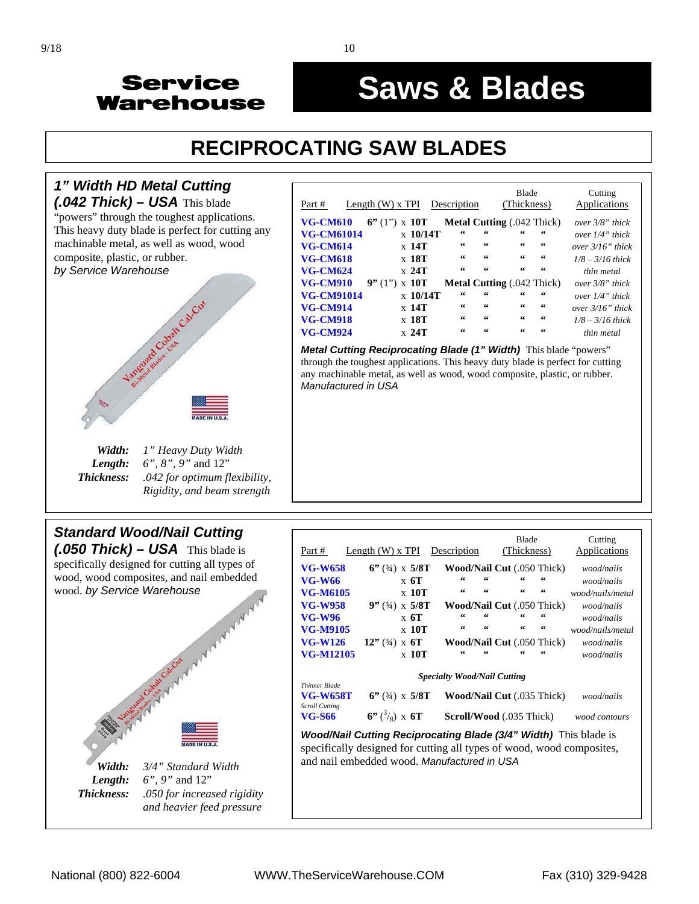# Service Warehouse

# Saws & Blades

## RECIPROCATING SAW BLADES

### *1" Width HD Metal Cutting (.042 Thick) – USA*

This blade "powers" through the toughest applications. This heavy duty blade is perfect for cutting any machinable metal, as well as wood, wood composite, plastic, or rubber. *by Service Warehouse*

**Width:** *1" Heavy Duty Width*
**Length:** *6", 8", 9" and 12"*
**Thickness:** *.042 for optimum flexibility, Rigidity, and beam strength*

| Part # | Length (W) x TPI | Description | Blade (Thickness) | Cutting Applications |
|---|---|---|---|---|
| **VG-CM610** | **6"** (1") x **10T** | **Metal Cutting** | (.042 Thick) | *over 3/8" thick* |
| **VG-CM61014** | x **10/14T** | " " | " " | *over 1/4" thick* |
| **VG-CM614** | x **14T** | " " | " " | *over 3/16" thick* |
| **VG-CM618** | x **18T** | " " | " " | *1/8 – 3/16 thick* |
| **VG-CM624** | x **24T** | " " | " " | *thin metal* |
| **VG-CM910** | **9"** (1") x **10T** | **Metal Cutting** | (.042 Thick) | *over 3/8" thick* |
| **VG-CM91014** | x **10/14T** | " " | " " | *over 1/4" thick* |
| **VG-CM914** | x **14T** | " " | " " | *over 3/16" thick* |
| **VG-CM918** | x **18T** | " " | " " | *1/8 – 3/16 thick* |
| **VG-CM924** | x **24T** | " " | " " | *thin metal* |

***Metal Cutting Reciprocating Blade (1" Width)*** This blade "powers" through the toughest applications. This heavy duty blade is perfect for cutting any machinable metal, as well as wood, wood composite, plastic, or rubber. *Manufactured in USA*

### *Standard Wood/Nail Cutting (.050 Thick) – USA*

This blade is specifically designed for cutting all types of wood, wood composites, and nail embedded wood. *by Service Warehouse*

**Width:** *3/4" Standard Width*
**Length:** *6", 9" and 12"*
**Thickness:** *.050 for increased rigidity and heavier feed pressure*

| Part # | Length (W) x TPI | Description | Blade (Thickness) | Cutting Applications |
|---|---|---|---|---|
| **VG-W658** | **6"** (¾) x **5/8T** | **Wood/Nail Cut** | (.050 Thick) | *wood/nails* |
| **VG-W66** | x **6T** | " " | " " | *wood/nails* |
| **VG-M6105** | x **10T** | " " | " " | *wood/nails/metal* |
| **VG-W958** | **9"** (¾) x **5/8T** | **Wood/Nail Cut** | (.050 Thick) | *wood/nails* |
| **VG-W96** | x **6T** | " " | " " | *wood/nails* |
| **VG-M9105** | x **10T** | " " | " " | *wood/nails/metal* |
| **VG-W126** | **12"** (¾) x **6T** | **Wood/Nail Cut** | (.050 Thick) | *wood/nails* |
| **VG-M12105** | x **10T** | " " | " " | *wood/nails* |
| | | ***Specialty Wood/Nail Cutting*** | | |
| *Thinner Blade* **VG-W658T** | **6"** (¾) x **5/8T** | **Wood/Nail Cut** | (.035 Thick) | *wood/nails* |
| *Scroll Cutting* **VG-S66** | **6"** (3/8) x **6T** | **Scroll/Wood** | (.035 Thick) | *wood contours* |

***Wood/Nail Cutting Reciprocating Blade (3/4" Width)*** This blade is specifically designed for cutting all types of wood, wood composites, and nail embedded wood. *Manufactured in USA*

National (800) 822-6004 WWW.TheServiceWarehouse.COM Fax (310) 329-9428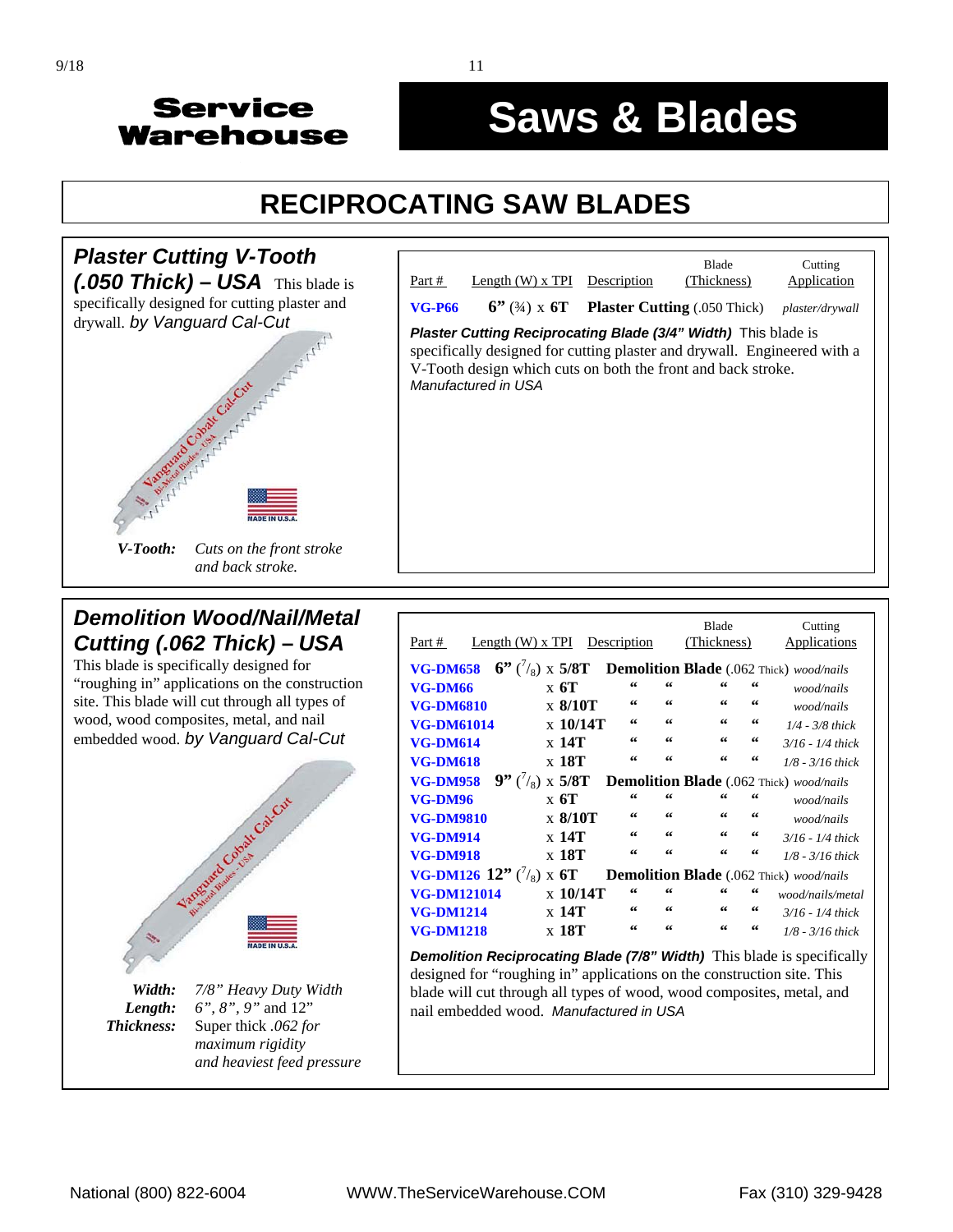Service Warehouse

# Saws & Blades

## RECIPROCATING SAW BLADES

### Plaster Cutting V-Tooth (.050 Thick) – USA

This blade is specifically designed for cutting plaster and drywall. *by Vanguard Cal-Cut*

***V-Tooth:*** *Cuts on the front stroke and back stroke.*

| Part # | Length (W) x TPI | Description | Blade (Thickness) | Cutting Application |
|---|---|---|---|---|
| **VG-P66** | **6"** (¾) x **6T** | **Plaster Cutting** | (.050 Thick) | *plaster/drywall* |

***Plaster Cutting Reciprocating Blade (3/4" Width)*** This blade is specifically designed for cutting plaster and drywall. Engineered with a V-Tooth design which cuts on both the front and back stroke. *Manufactured in USA*

### Demolition Wood/Nail/Metal Cutting (.062 Thick) – USA

This blade is specifically designed for "roughing in" applications on the construction site. This blade will cut through all types of wood, wood composites, metal, and nail embedded wood. *by Vanguard Cal-Cut*

***Width:*** *7/8" Heavy Duty Width*
***Length:*** *6", 8", 9"* and 12"
***Thickness:*** Super thick .062 *for maximum rigidity and heaviest feed pressure*

| Part # | Length (W) x TPI | Description | Blade (Thickness) | Cutting Applications |
|---|---|---|---|---|
| **VG-DM658** | **6"** (7/8) x **5/8T** | **Demolition Blade** | (.062 Thick) | *wood/nails* |
| **VG-DM66** | x **6T** | " " | " " | *wood/nails* |
| **VG-DM6810** | x **8/10T** | " " | " " | *wood/nails* |
| **VG-DM61014** | x **10/14T** | " " | " " | *1/4 - 3/8 thick* |
| **VG-DM614** | x **14T** | " " | " " | *3/16 - 1/4 thick* |
| **VG-DM618** | x **18T** | " " | " " | *1/8 - 3/16 thick* |
| **VG-DM958** | **9"** (7/8) x **5/8T** | **Demolition Blade** | (.062 Thick) | *wood/nails* |
| **VG-DM96** | x **6T** | " " | " " | *wood/nails* |
| **VG-DM9810** | x **8/10T** | " " | " " | *wood/nails* |
| **VG-DM914** | x **14T** | " " | " " | *3/16 - 1/4 thick* |
| **VG-DM918** | x **18T** | " " | " " | *1/8 - 3/16 thick* |
| **VG-DM126** | **12"** (7/8) x **6T** | **Demolition Blade** | (.062 Thick) | *wood/nails* |
| **VG-DM121014** | x **10/14T** | " " | " " | *wood/nails/metal* |
| **VG-DM1214** | x **14T** | " " | " " | *3/16 - 1/4 thick* |
| **VG-DM1218** | x **18T** | " " | " " | *1/8 - 3/16 thick* |

***Demolition Reciprocating Blade (7/8" Width)*** This blade is specifically designed for "roughing in" applications on the construction site. This blade will cut through all types of wood, wood composites, metal, and nail embedded wood. *Manufactured in USA*

National (800) 822-6004 WWW.TheServiceWarehouse.COM Fax (310) 329-9428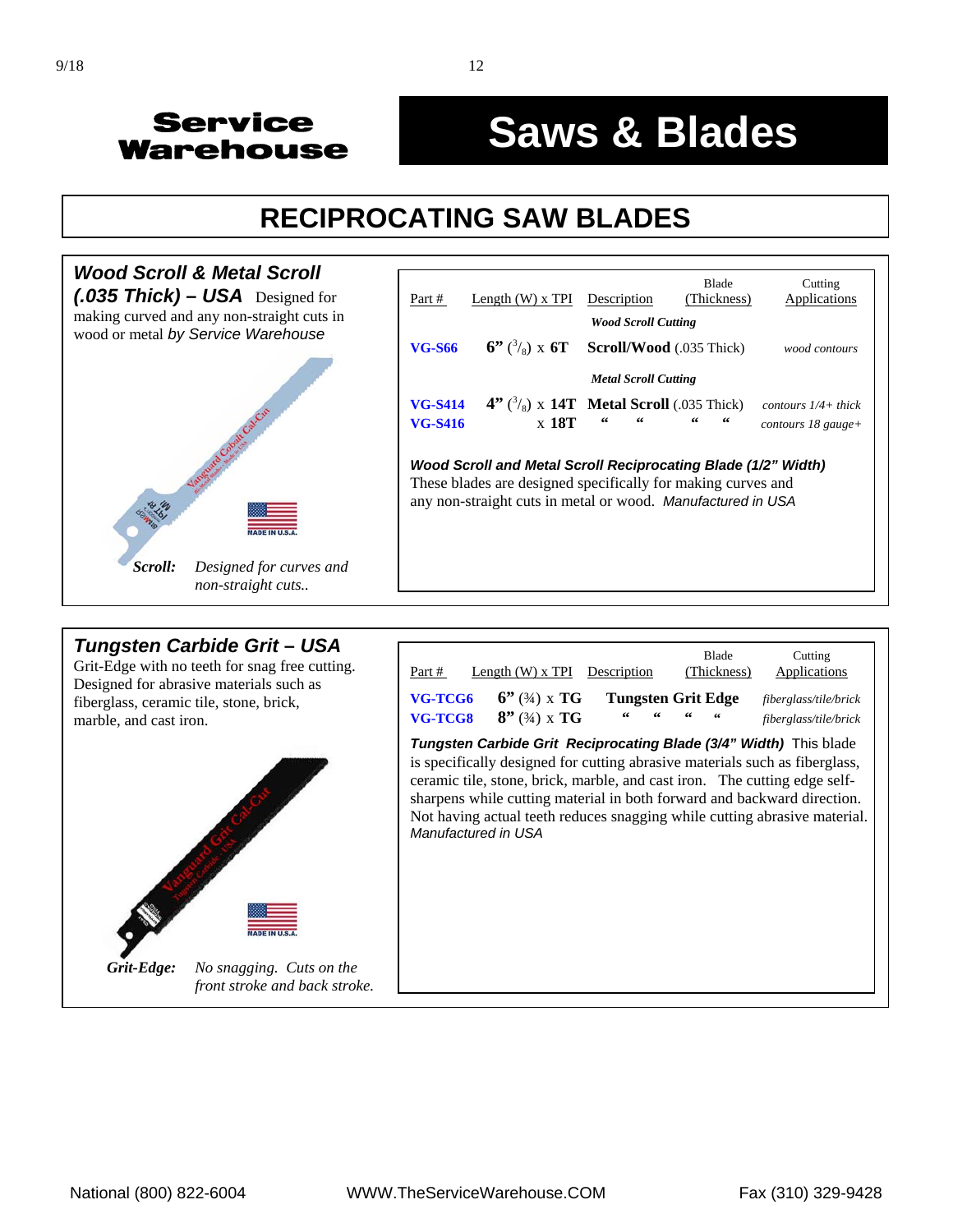# Service Warehouse — Saws & Blades

## RECIPROCATING SAW BLADES

### *Wood Scroll & Metal Scroll (.035 Thick) – USA*

Designed for making curved and any non-straight cuts in wood or metal *by Service Warehouse*

***Scroll:*** *Designed for curves and non-straight cuts..*

| Part # | Length (W) x TPI | Description | Blade (Thickness) | Cutting Applications |
|---|---|---|---|---|
| | | ***Wood Scroll Cutting*** | | |
| **VG-S66** | **6"** ($^3/_8$) x **6T** | **Scroll/Wood** (.035 Thick) | | *wood contours* |
| | | ***Metal Scroll Cutting*** | | |
| **VG-S414** | **4"** ($^3/_8$) x **14T** | **Metal Scroll** (.035 Thick) | | *contours 1/4+ thick* |
| **VG-S416** | x **18T** | " " | " " | *contours 18 gauge+* |

***Wood Scroll and Metal Scroll Reciprocating Blade (1/2" Width)***
These blades are designed specifically for making curves and any non-straight cuts in metal or wood. *Manufactured in USA*

### *Tungsten Carbide Grit – USA*

Grit-Edge with no teeth for snag free cutting. Designed for abrasive materials such as fiberglass, ceramic tile, stone, brick, marble, and cast iron.

***Grit-Edge:*** *No snagging. Cuts on the front stroke and back stroke.*

| Part # | Length (W) x TPI | Description | Blade (Thickness) | Cutting Applications |
|---|---|---|---|---|
| **VG-TCG6** | **6"** (¾) x **TG** | **Tungsten Grit Edge** | | *fiberglass/tile/brick* |
| **VG-TCG8** | **8"** (¾) x **TG** | " " | " " | *fiberglass/tile/brick* |

***Tungsten Carbide Grit Reciprocating Blade (3/4" Width)*** This blade is specifically designed for cutting abrasive materials such as fiberglass, ceramic tile, stone, brick, marble, and cast iron. The cutting edge self-sharpens while cutting material in both forward and backward direction. Not having actual teeth reduces snagging while cutting abrasive material. *Manufactured in USA*

National (800) 822-6004 WWW.TheServiceWarehouse.COM Fax (310) 329-9428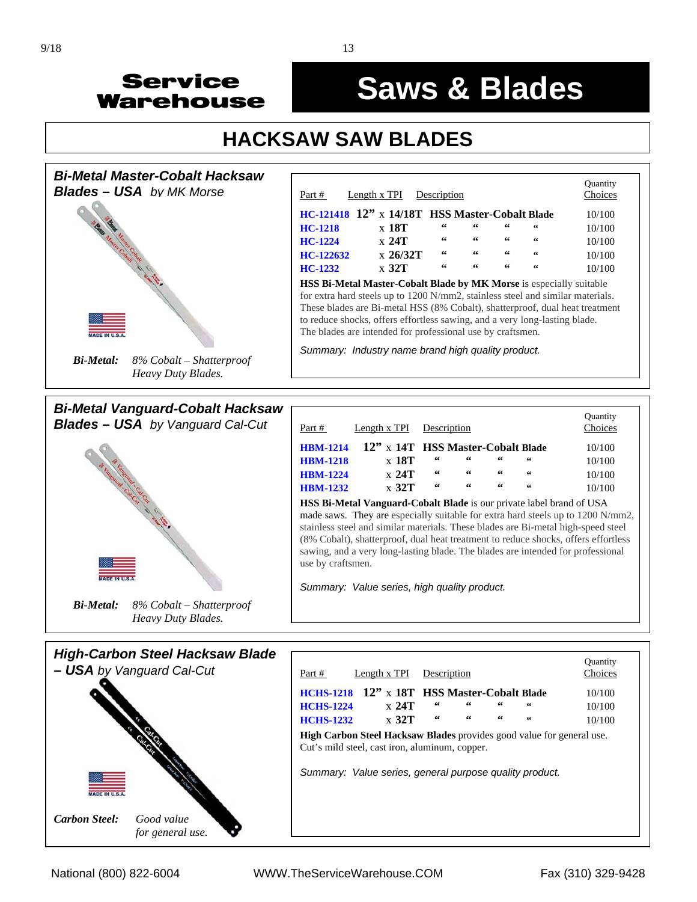# Service Warehouse

# Saws & Blades

## HACKSAW SAW BLADES

### *Bi-Metal Master-Cobalt Hacksaw Blades – USA* *by MK Morse*

MADE IN U.S.A.

***Bi-Metal:*** *8% Cobalt – Shatterproof Heavy Duty Blades.*

| Part # | Length x TPI | Description | Quantity Choices |
|---|---|---|---|
| HC-121418 | **12” x 14/18T** | **HSS Master-Cobalt Blade** | 10/100 |
| HC-1218 | x **18T** | “ “ “ “ | 10/100 |
| HC-1224 | x **24T** | “ “ “ “ | 10/100 |
| HC-122632 | x **26/32T** | “ “ “ “ | 10/100 |
| HC-1232 | x **32T** | “ “ “ “ | 10/100 |

**HSS Bi-Metal Master-Cobalt Blade by MK Morse** is especially suitable for extra hard steels up to 1200 N/mm2, stainless steel and similar materials. These blades are Bi-metal HSS (8% Cobalt), shatterproof, dual heat treatment to reduce shocks, offers effortless sawing, and a very long-lasting blade. The blades are intended for professional use by craftsmen.

*Summary: Industry name brand high quality product.*

### *Bi-Metal Vanguard-Cobalt Hacksaw Blades – USA* *by Vanguard Cal-Cut*

MADE IN U.S.A.

***Bi-Metal:*** *8% Cobalt – Shatterproof Heavy Duty Blades.*

| Part # | Length x TPI | Description | Quantity Choices |
|---|---|---|---|
| HBM-1214 | **12” x 14T** | **HSS Master-Cobalt Blade** | 10/100 |
| HBM-1218 | x **18T** | “ “ “ “ | 10/100 |
| HBM-1224 | x **24T** | “ “ “ “ | 10/100 |
| HBM-1232 | x **32T** | “ “ “ “ | 10/100 |

**HSS Bi-Metal Vanguard-Cobalt Blade** is our private label brand of USA made saws. They are especially suitable for extra hard steels up to 1200 N/mm2, stainless steel and similar materials. These blades are Bi-metal high-speed steel (8% Cobalt), shatterproof, dual heat treatment to reduce shocks, offers effortless sawing, and a very long-lasting blade. The blades are intended for professional use by craftsmen.

*Summary: Value series, high quality product.*

### *High-Carbon Steel Hacksaw Blade – USA* *by Vanguard Cal-Cut*

MADE IN U.S.A.

***Carbon Steel:*** *Good value for general use.*

| Part # | Length x TPI | Description | Quantity Choices |
|---|---|---|---|
| HCHS-1218 | **12” x 18T** | **HSS Master-Cobalt Blade** | 10/100 |
| HCHS-1224 | x **24T** | “ “ “ “ | 10/100 |
| HCHS-1232 | x **32T** | “ “ “ “ | 10/100 |

**High Carbon Steel Hacksaw Blades** provides good value for general use. Cut’s mild steel, cast iron, aluminum, copper.

*Summary: Value series, general purpose quality product.*

National (800) 822-6004 WWW.TheServiceWarehouse.COM Fax (310) 329-9428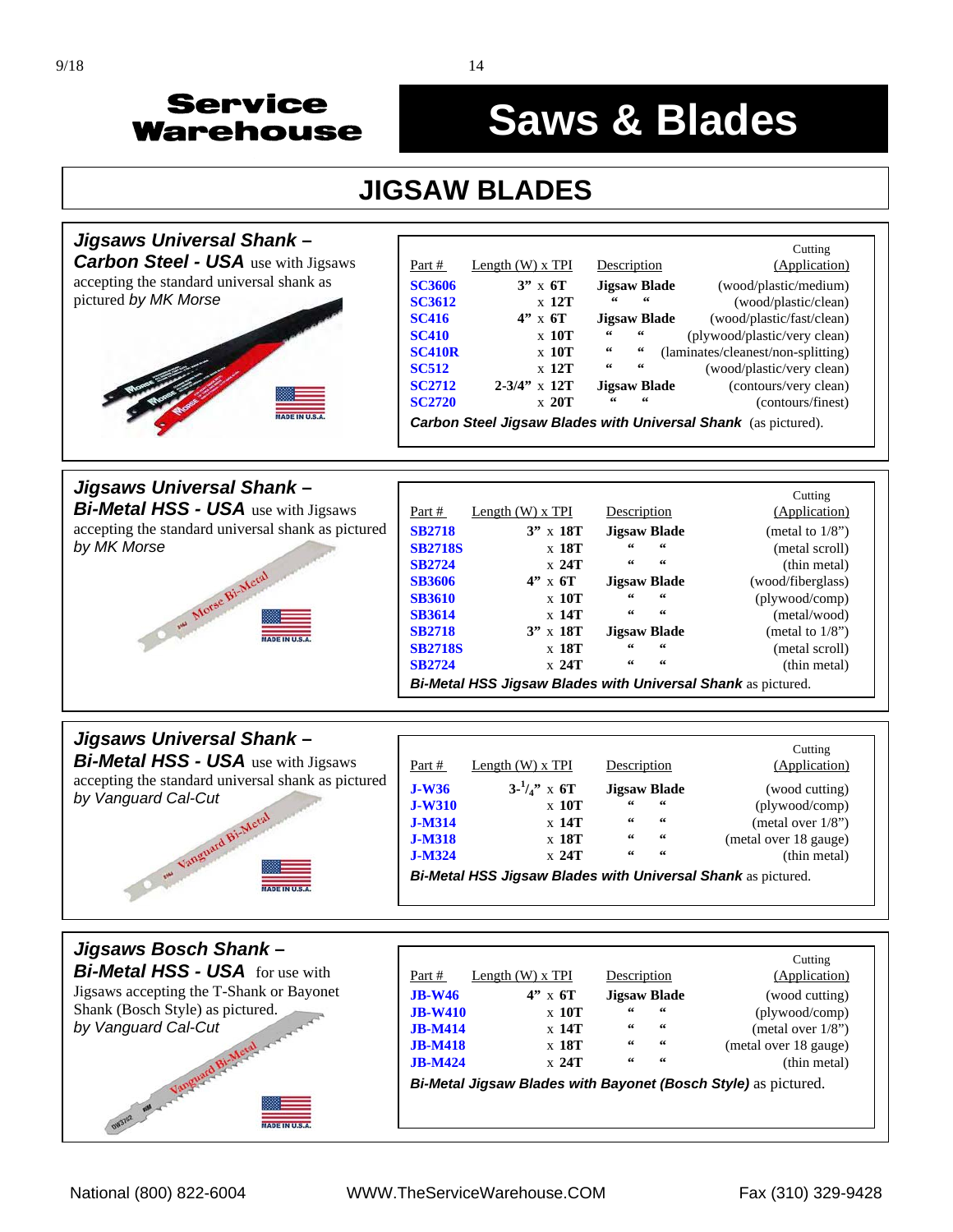# Service Warehouse

# Saws & Blades

## JIGSAW BLADES

### Jigsaws Universal Shank – Carbon Steel - USA

use with Jigsaws accepting the standard universal shank as pictured *by MK Morse*

| Part # | Length (W) x TPI | Description | Cutting (Application) |
|---|---|---|---|
| SC3606 | 3" x 6T | Jigsaw Blade | (wood/plastic/medium) |
| SC3612 | x 12T | " " | (wood/plastic/clean) |
| SC416 | 4" x 6T | Jigsaw Blade | (wood/plastic/fast/clean) |
| SC410 | x 10T | " " | (plywood/plastic/very clean) |
| SC410R | x 10T | " " | (laminates/cleanest/non-splitting) |
| SC512 | x 12T | " " | (wood/plastic/very clean) |
| SC2712 | 2-3/4" x 12T | Jigsaw Blade | (contours/very clean) |
| SC2720 | x 20T | " " | (contours/finest) |

***Carbon Steel Jigsaw Blades with Universal Shank*** (as pictured).

### Jigsaws Universal Shank – Bi-Metal HSS - USA

use with Jigsaws accepting the standard universal shank as pictured *by MK Morse*

| Part # | Length (W) x TPI | Description | Cutting (Application) |
|---|---|---|---|
| SB2718 | 3" x 18T | Jigsaw Blade | (metal to 1/8") |
| SB2718S | x 18T | " " | (metal scroll) |
| SB2724 | x 24T | " " | (thin metal) |
| SB3606 | 4" x 6T | Jigsaw Blade | (wood/fiberglass) |
| SB3610 | x 10T | " " | (plywood/comp) |
| SB3614 | x 14T | " " | (metal/wood) |
| SB2718 | 3" x 18T | Jigsaw Blade | (metal to 1/8") |
| SB2718S | x 18T | " " | (metal scroll) |
| SB2724 | x 24T | " " | (thin metal) |

***Bi-Metal HSS Jigsaw Blades with Universal Shank*** as pictured.

### Jigsaws Universal Shank – Bi-Metal HSS - USA

use with Jigsaws accepting the standard universal shank as pictured *by Vanguard Cal-Cut*

| Part # | Length (W) x TPI | Description | Cutting (Application) |
|---|---|---|---|
| J-W36 | 3-1/4" x 6T | Jigsaw Blade | (wood cutting) |
| J-W310 | x 10T | " " | (plywood/comp) |
| J-M314 | x 14T | " " | (metal over 1/8") |
| J-M318 | x 18T | " " | (metal over 18 gauge) |
| J-M324 | x 24T | " " | (thin metal) |

***Bi-Metal HSS Jigsaw Blades with Universal Shank*** as pictured.

### Jigsaws Bosch Shank – Bi-Metal HSS - USA

for use with Jigsaws accepting the T-Shank or Bayonet Shank (Bosch Style) as pictured. *by Vanguard Cal-Cut*

| Part # | Length (W) x TPI | Description | Cutting (Application) |
|---|---|---|---|
| JB-W46 | 4" x 6T | Jigsaw Blade | (wood cutting) |
| JB-W410 | x 10T | " " | (plywood/comp) |
| JB-M414 | x 14T | " " | (metal over 1/8") |
| JB-M418 | x 18T | " " | (metal over 18 gauge) |
| JB-M424 | x 24T | " " | (thin metal) |

***Bi-Metal Jigsaw Blades with Bayonet (Bosch Style)*** as pictured.

National (800) 822-6004 WWW.TheServiceWarehouse.COM Fax (310) 329-9428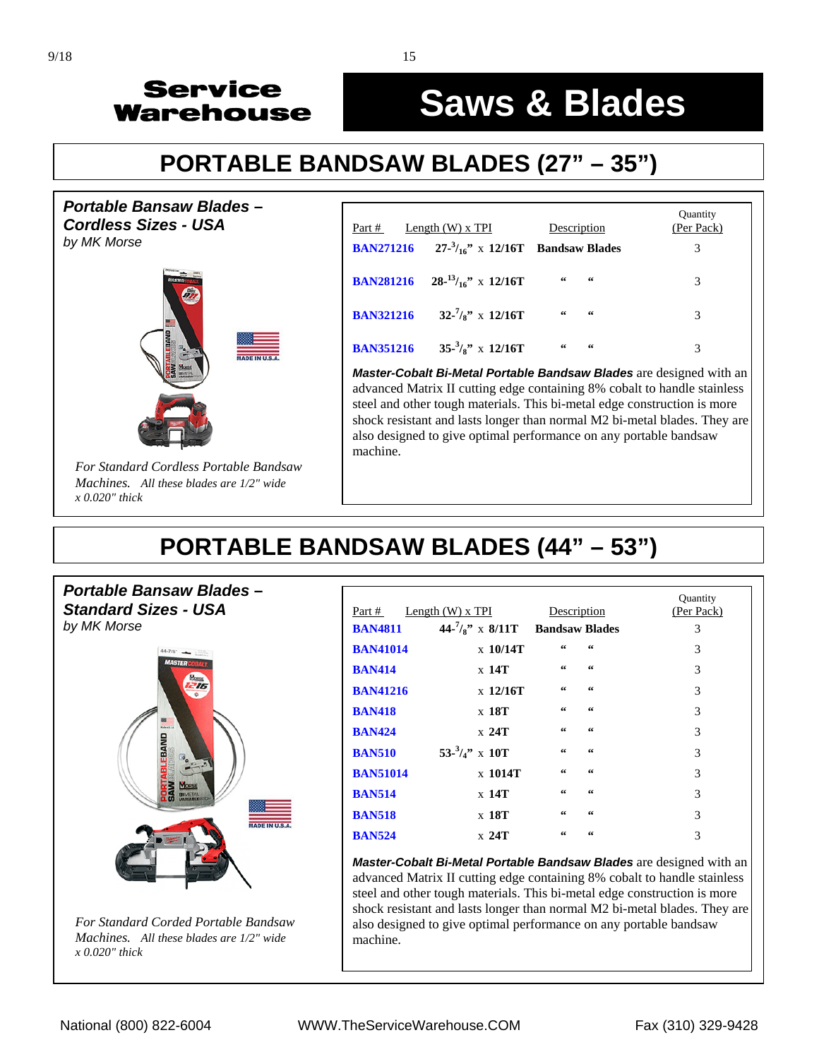# Service Warehouse

# Saws & Blades

## PORTABLE BANDSAW BLADES (27" – 35")

### *Portable Bansaw Blades – Cordless Sizes - USA*

*by MK Morse*

*For Standard Cordless Portable Bandsaw Machines. All these blades are 1/2" wide x 0.020" thick*

| Part # | Length (W) x TPI | Description | Quantity (Per Pack) |
|---|---|---|---|
| **BAN271216** | **27-3/16" x 12/16T** | **Bandsaw Blades** | 3 |
| **BAN281216** | **28-13/16" x 12/16T** | " " | 3 |
| **BAN321216** | **32-7/8" x 12/16T** | " " | 3 |
| **BAN351216** | **35-3/8" x 12/16T** | " " | 3 |

***Master-Cobalt Bi-Metal Portable Bandsaw Blades*** are designed with an advanced Matrix II cutting edge containing 8% cobalt to handle stainless steel and other tough materials. This bi-metal edge construction is more shock resistant and lasts longer than normal M2 bi-metal blades. They are also designed to give optimal performance on any portable bandsaw machine.

## PORTABLE BANDSAW BLADES (44" – 53")

### *Portable Bansaw Blades – Standard Sizes - USA*

*by MK Morse*

*For Standard Corded Portable Bandsaw Machines. All these blades are 1/2" wide x 0.020" thick*

| Part # | Length (W) x TPI | Description | Quantity (Per Pack) |
|---|---|---|---|
| **BAN4811** | **44-7/8" x 8/11T** | **Bandsaw Blades** | 3 |
| **BAN41014** | x **10/14T** | " " | 3 |
| **BAN414** | x **14T** | " " | 3 |
| **BAN41216** | x **12/16T** | " " | 3 |
| **BAN418** | x **18T** | " " | 3 |
| **BAN424** | x **24T** | " " | 3 |
| **BAN510** | **53-3/4" x 10T** | " " | 3 |
| **BAN51014** | x **1014T** | " " | 3 |
| **BAN514** | x **14T** | " " | 3 |
| **BAN518** | x **18T** | " " | 3 |
| **BAN524** | x **24T** | " " | 3 |

***Master-Cobalt Bi-Metal Portable Bandsaw Blades*** are designed with an advanced Matrix II cutting edge containing 8% cobalt to handle stainless steel and other tough materials. This bi-metal edge construction is more shock resistant and lasts longer than normal M2 bi-metal blades. They are also designed to give optimal performance on any portable bandsaw machine.

National (800) 822-6004 WWW.TheServiceWarehouse.COM Fax (310) 329-9428